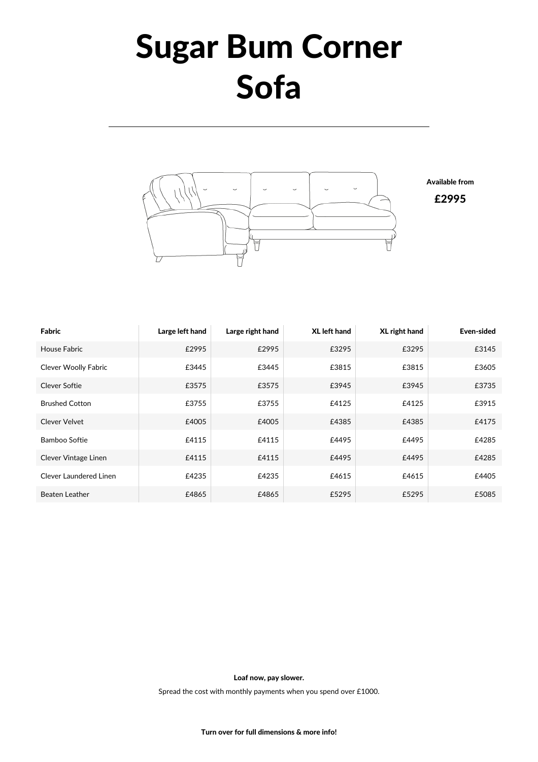# Sugar Bum Corner Sofa

**Available from**

**£2995**

| Fabric | Large left hand | Large right hand | XL left hand | XL right hand | Even-sided |
|---|---|---|---|---|---|
| House Fabric | £2995 | £2995 | £3295 | £3295 | £3145 |
| Clever Woolly Fabric | £3445 | £3445 | £3815 | £3815 | £3605 |
| Clever Softie | £3575 | £3575 | £3945 | £3945 | £3735 |
| Brushed Cotton | £3755 | £3755 | £4125 | £4125 | £3915 |
| Clever Velvet | £4005 | £4005 | £4385 | £4385 | £4175 |
| Bamboo Softie | £4115 | £4115 | £4495 | £4495 | £4285 |
| Clever Vintage Linen | £4115 | £4115 | £4495 | £4495 | £4285 |
| Clever Laundered Linen | £4235 | £4235 | £4615 | £4615 | £4405 |
| Beaten Leather | £4865 | £4865 | £5295 | £5295 | £5085 |

**Loaf now, pay slower.**

Spread the cost with monthly payments when you spend over £1000.

**Turn over for full dimensions & more info!**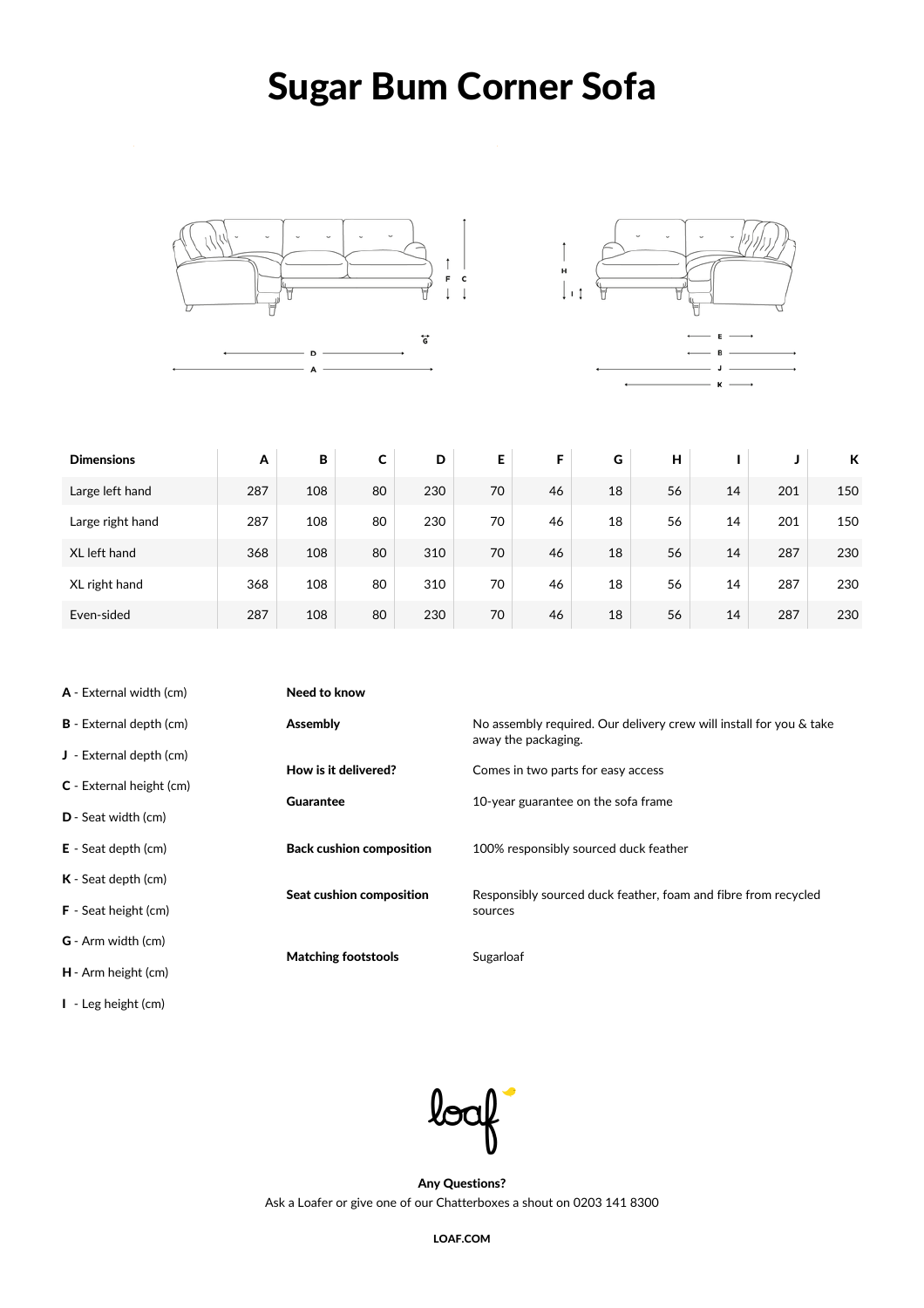# Sugar Bum Corner Sofa

| Dimensions | A | B | C | D | E | F | G | H | I | J | K |
|---|---|---|---|---|---|---|---|---|---|---|---|
| Large left hand | 287 | 108 | 80 | 230 | 70 | 46 | 18 | 56 | 14 | 201 | 150 |
| Large right hand | 287 | 108 | 80 | 230 | 70 | 46 | 18 | 56 | 14 | 201 | 150 |
| XL left hand | 368 | 108 | 80 | 310 | 70 | 46 | 18 | 56 | 14 | 287 | 230 |
| XL right hand | 368 | 108 | 80 | 310 | 70 | 46 | 18 | 56 | 14 | 287 | 230 |
| Even-sided | 287 | 108 | 80 | 230 | 70 | 46 | 18 | 56 | 14 | 287 | 230 |

**A** - External width (cm)

**B** - External depth (cm)

**J** - External depth (cm)

**C** - External height (cm)

**D** - Seat width (cm)

**E** - Seat depth (cm)

**K** - Seat depth (cm)

**F** - Seat height (cm)

**G** - Arm width (cm)

**H** - Arm height (cm)

**I** - Leg height (cm)

**Need to know**

| | |
|---|---|
| **Assembly** | No assembly required. Our delivery crew will install for you & take away the packaging. |
| **How is it delivered?** | Comes in two parts for easy access |
| **Guarantee** | 10-year guarantee on the sofa frame |
| **Back cushion composition** | 100% responsibly sourced duck feather |
| **Seat cushion composition** | Responsibly sourced duck feather, foam and fibre from recycled sources |
| **Matching footstools** | Sugarloaf |

loaf

**Any Questions?**

Ask a Loafer or give one of our Chatterboxes a shout on 0203 141 8300

**LOAF.COM**